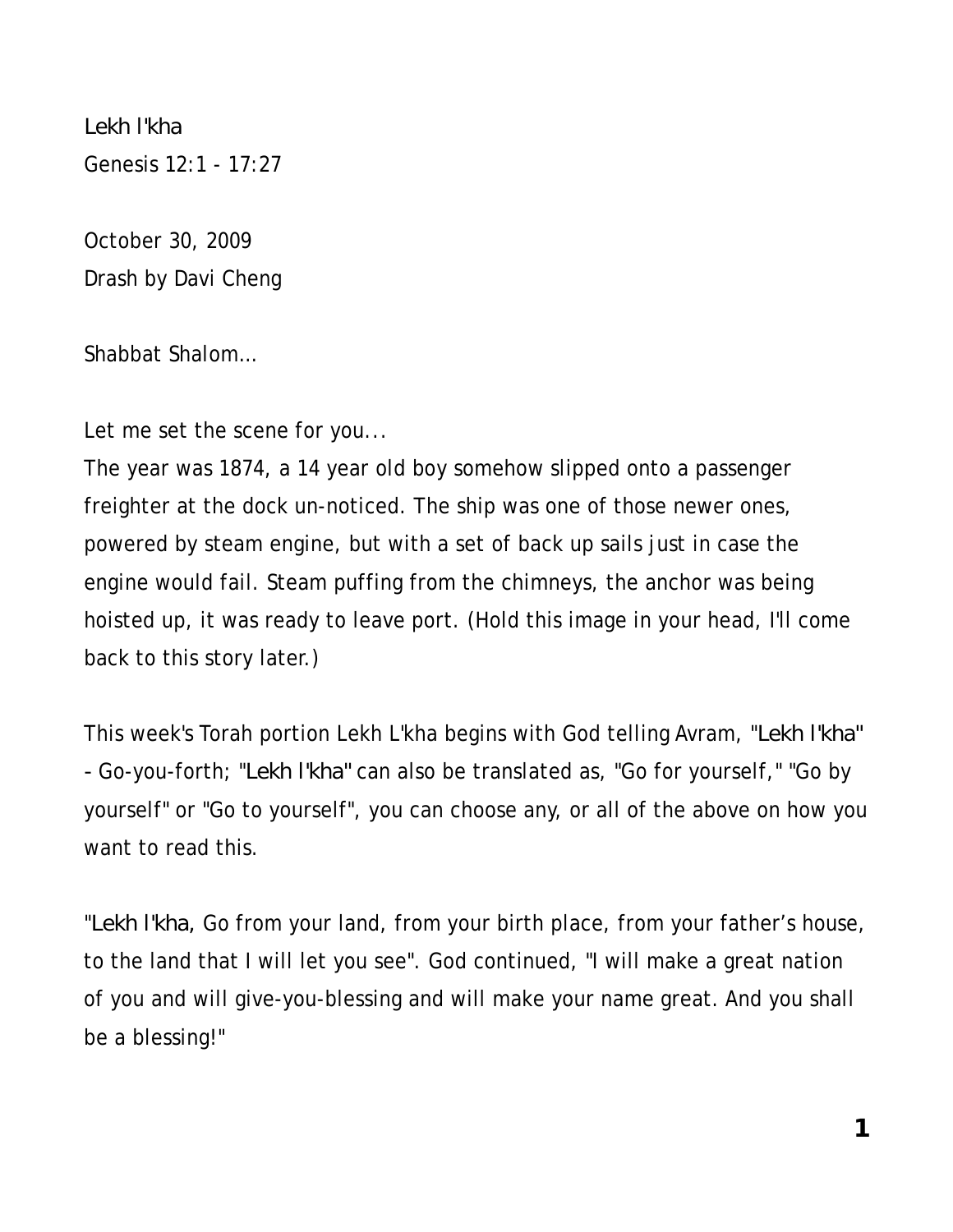Lekh l'kha
Genesis 12:1 - 17:27

October 30, 2009
Drash by Davi Cheng

Shabbat Shalom…

Let me set the scene for you...
The year was 1874, a 14 year old boy somehow slipped onto a passenger freighter at the dock un-noticed. The ship was one of those newer ones, powered by steam engine, but with a set of back up sails just in case the engine would fail. Steam puffing from the chimneys, the anchor was being hoisted up, it was ready to leave port. (Hold this image in your head, I'll come back to this story later.)

This week's Torah portion Lekh L'kha begins with God telling Avram, "Lekh l'kha" - Go-you-forth; "Lekh l'kha" can also be translated as, "Go for yourself," "Go by yourself" or "Go to yourself", you can choose any, or all of the above on how you want to read this.

"Lekh l'kha, Go from your land, from your birth place, from your father's house, to the land that I will let you see". God continued, "I will make a great nation of you and will give-you-blessing and will make your name great. And you shall be a blessing!"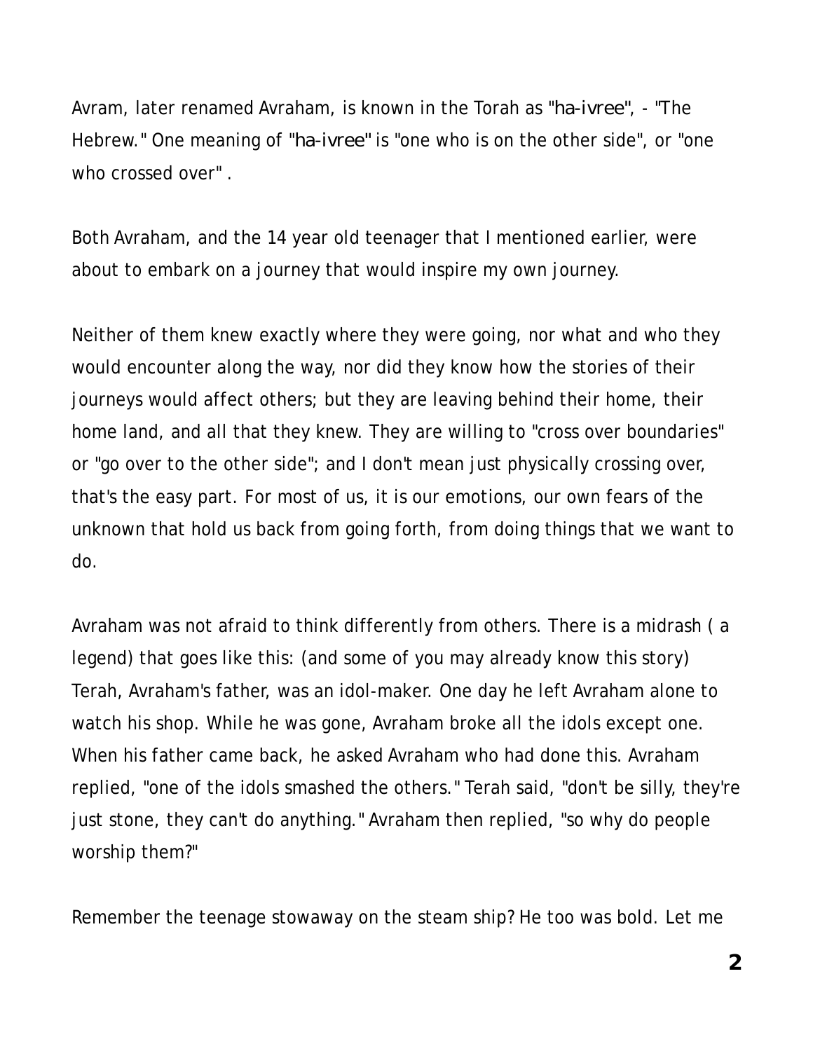Avram, later renamed Avraham, is known in the Torah as "ha-ivree", - "The Hebrew." One meaning of "ha-ivree" is "one who is on the other side", or "one who crossed over" .

Both Avraham, and the 14 year old teenager that I mentioned earlier, were about to embark on a journey that would inspire my own journey.

Neither of them knew exactly where they were going, nor what and who they would encounter along the way, nor did they know how the stories of their journeys would affect others; but they are leaving behind their home, their home land, and all that they knew. They are willing to "cross over boundaries" or "go over to the other side"; and I don't mean just physically crossing over, that's the easy part. For most of us, it is our emotions, our own fears of the unknown that hold us back from going forth, from doing things that we want to do.

Avraham was not afraid to think differently from others. There is a midrash ( a legend) that goes like this: (and some of you may already know this story) Terah, Avraham's father, was an idol-maker. One day he left Avraham alone to watch his shop. While he was gone, Avraham broke all the idols except one. When his father came back, he asked Avraham who had done this. Avraham replied, "one of the idols smashed the others." Terah said, "don't be silly, they're just stone, they can't do anything." Avraham then replied, "so why do people worship them?"

Remember the teenage stowaway on the steam ship? He too was bold. Let me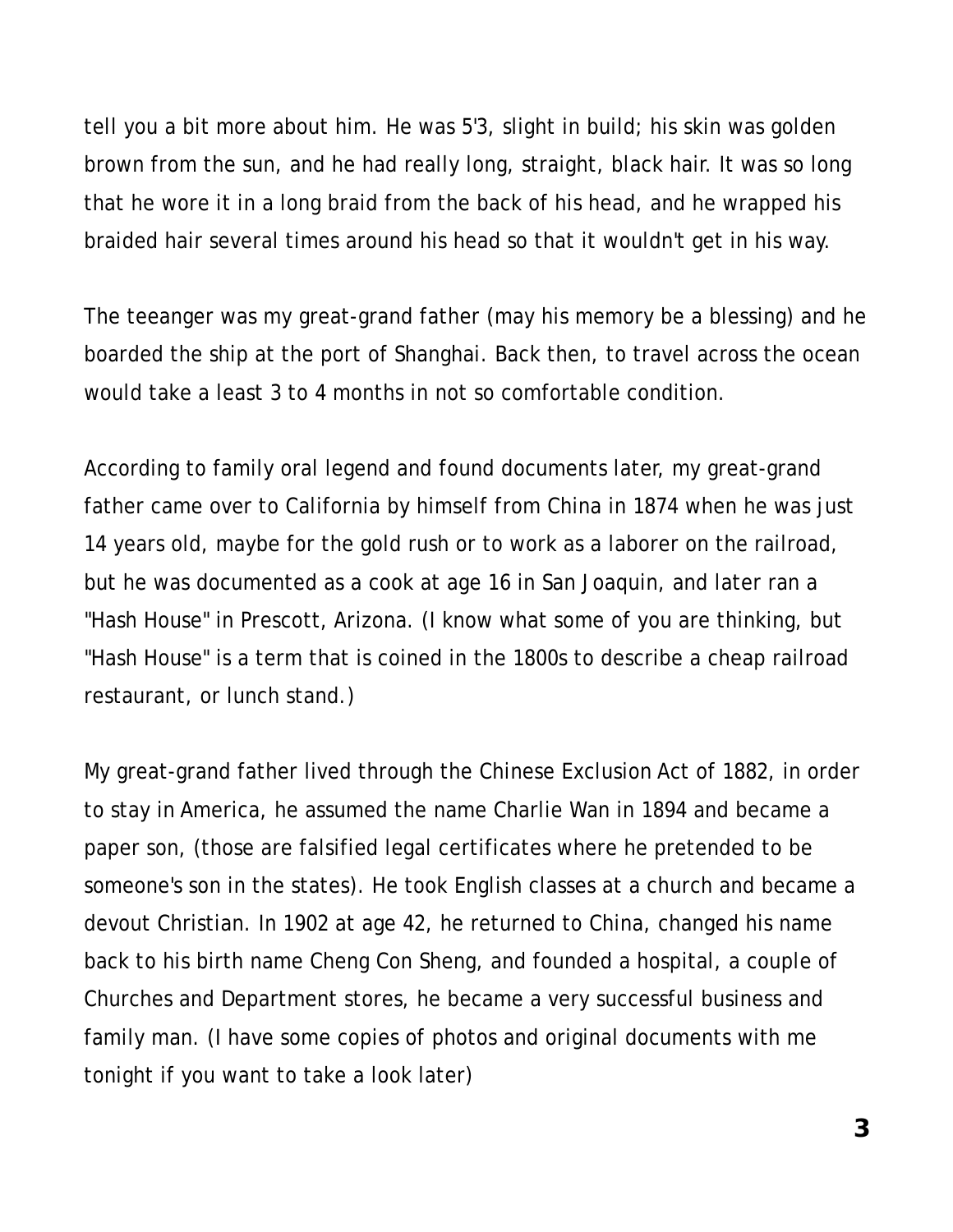tell you a bit more about him. He was 5'3, slight in build; his skin was golden brown from the sun, and he had really long, straight, black hair. It was so long that he wore it in a long braid from the back of his head, and he wrapped his braided hair several times around his head so that it wouldn't get in his way.

The teeanger was my great-grand father (may his memory be a blessing) and he boarded the ship at the port of Shanghai. Back then, to travel across the ocean would take a least 3 to 4 months in not so comfortable condition.

According to family oral legend and found documents later, my great-grand father came over to California by himself from China in 1874 when he was just 14 years old, maybe for the gold rush or to work as a laborer on the railroad, but he was documented as a cook at age 16 in San Joaquin, and later ran a "Hash House" in Prescott, Arizona. (I know what some of you are thinking, but "Hash House" is a term that is coined in the 1800s to describe a cheap railroad restaurant, or lunch stand.)

My great-grand father lived through the Chinese Exclusion Act of 1882, in order to stay in America, he assumed the name Charlie Wan in 1894 and became a paper son, (those are falsified legal certificates where he pretended to be someone's son in the states). He took English classes at a church and became a devout Christian. In 1902 at age 42, he returned to China, changed his name back to his birth name Cheng Con Sheng, and founded a hospital, a couple of Churches and Department stores, he became a very successful business and family man. (I have some copies of photos and original documents with me tonight if you want to take a look later)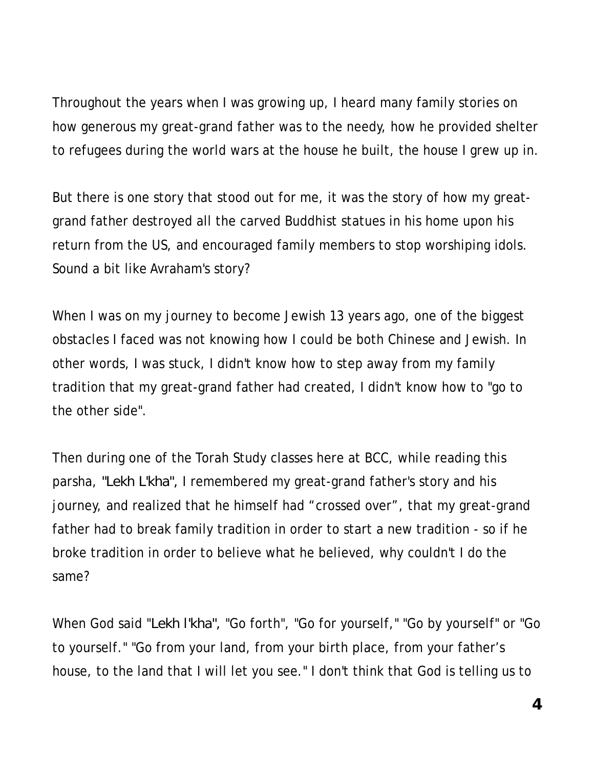Throughout the years when I was growing up, I heard many family stories on how generous my great-grand father was to the needy, how he provided shelter to refugees during the world wars at the house he built, the house I grew up in.

But there is one story that stood out for me, it was the story of how my great-grand father destroyed all the carved Buddhist statues in his home upon his return from the US, and encouraged family members to stop worshiping idols. Sound a bit like Avraham's story?

When I was on my journey to become Jewish 13 years ago, one of the biggest obstacles I faced was not knowing how I could be both Chinese and Jewish. In other words, I was stuck, I didn't know how to step away from my family tradition that my great-grand father had created, I didn't know how to "go to the other side".

Then during one of the Torah Study classes here at BCC, while reading this parsha, "Lekh L'kha", I remembered my great-grand father's story and his journey, and realized that he himself had “crossed over”, that my great-grand father had to break family tradition in order to start a new tradition - so if he broke tradition in order to believe what he believed, why couldn't I do the same?

When God said "Lekh l'kha", "Go forth", "Go for yourself," "Go by yourself" or "Go to yourself." "Go from your land, from your birth place, from your father’s house, to the land that I will let you see." I don't think that God is telling us to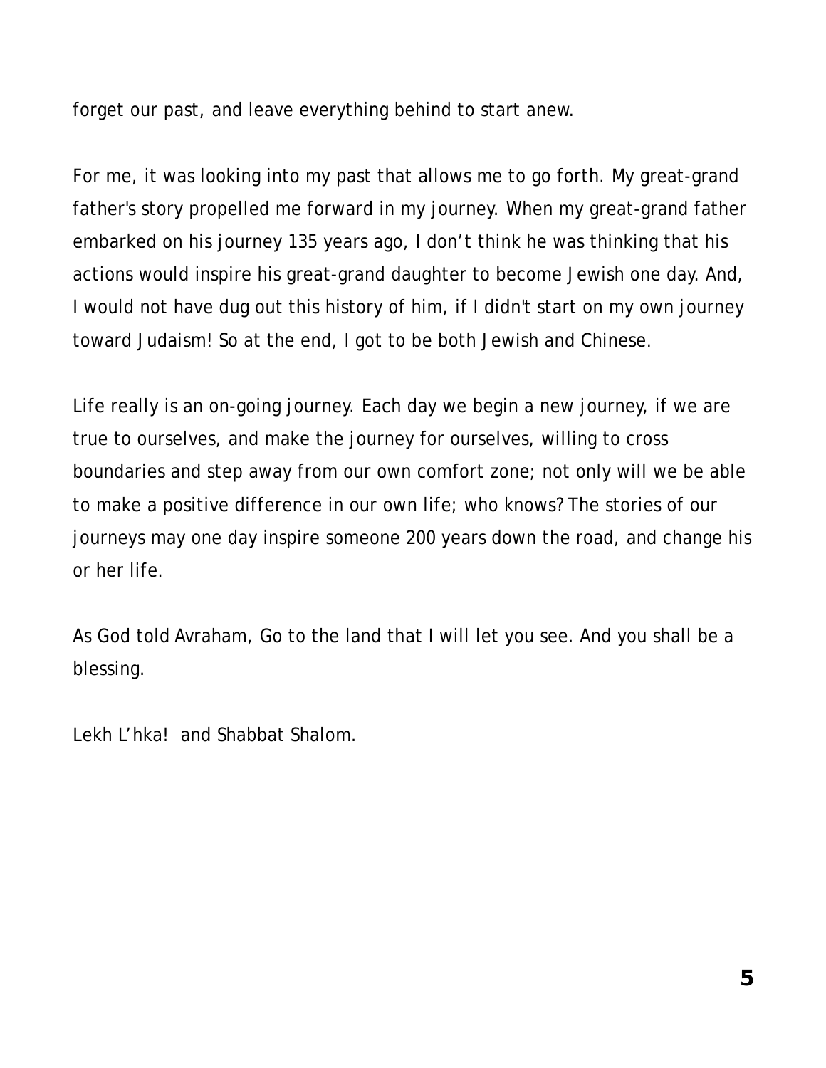forget our past, and leave everything behind to start anew.

For me, it was looking into my past that allows me to go forth. My great-grand father's story propelled me forward in my journey. When my great-grand father embarked on his journey 135 years ago, I don't think he was thinking that his actions would inspire his great-grand daughter to become Jewish one day. And, I would not have dug out this history of him, if I didn't start on my own journey toward Judaism! So at the end, I got to be both Jewish and Chinese.

Life really is an on-going journey. Each day we begin a new journey, if we are true to ourselves, and make the journey for ourselves, willing to cross boundaries and step away from our own comfort zone; not only will we be able to make a positive difference in our own life; who knows? The stories of our journeys may one day inspire someone 200 years down the road, and change his or her life.

As God told Avraham, Go to the land that I will let you see. And you shall be a blessing.

Lekh L'hka! and Shabbat Shalom.